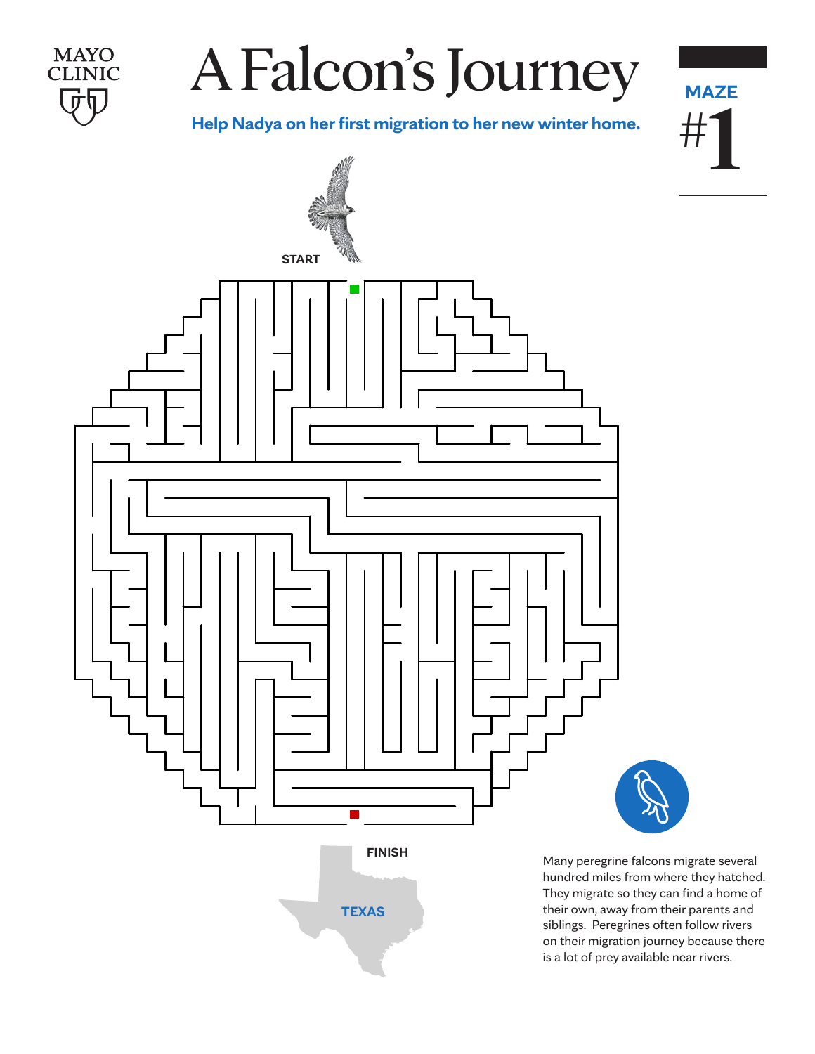MAYO CLINIC

# A Falcon's Journey

**Help Nadya on her first migration to her new winter home.**

**MAZE**

# #1

START

FINISH

TEXAS

Many peregrine falcons migrate several hundred miles from where they hatched. They migrate so they can find a home of their own, away from their parents and siblings. Peregrines often follow rivers on their migration journey because there is a lot of prey available near rivers.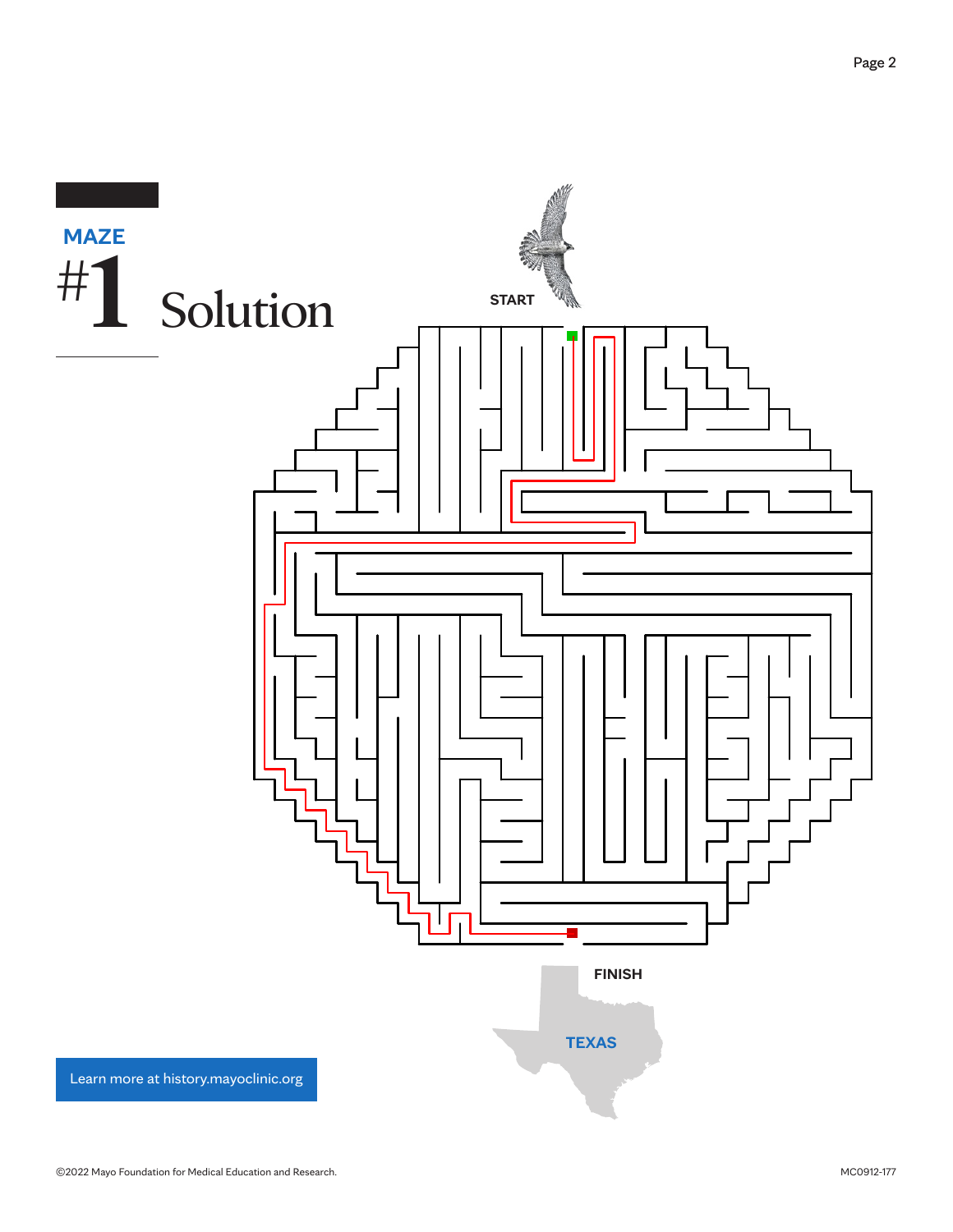MAZE

# #1 Solution

START

FINISH

TEXAS

Learn more at history.mayoclinic.org

©2022 Mayo Foundation for Medical Education and Research.

MC0912-177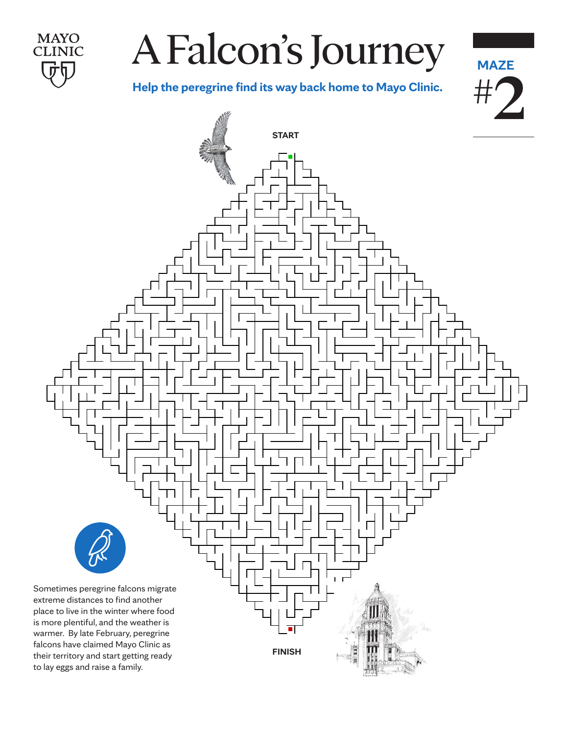# A Falcon's Journey

**Help the peregrine find its way back home to Mayo Clinic.**

MAZE

# #2

START

FINISH

Sometimes peregrine falcons migrate extreme distances to find another place to live in the winter where food is more plentiful, and the weather is warmer. By late February, peregrine falcons have claimed Mayo Clinic as their territory and start getting ready to lay eggs and raise a family.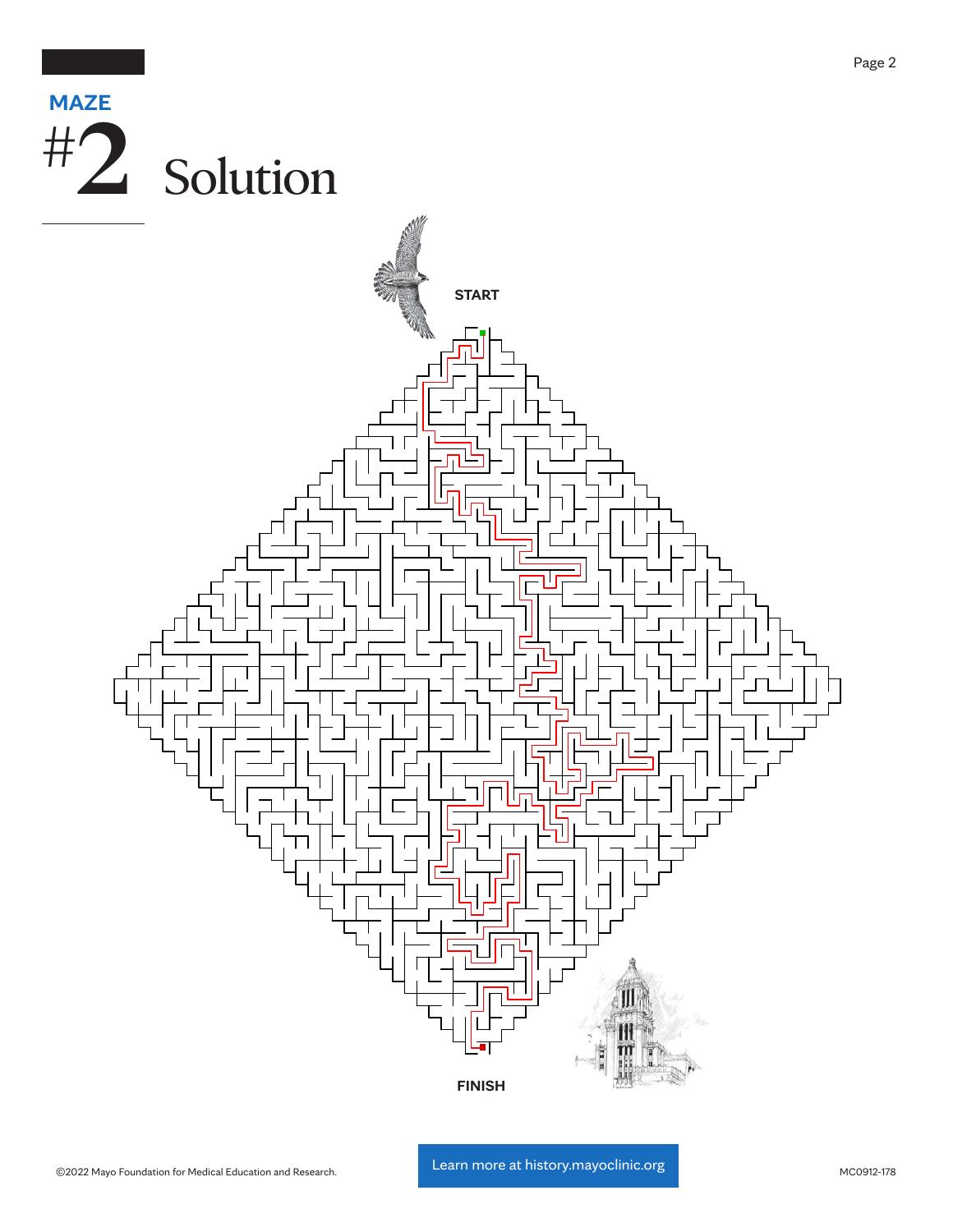**MAZE**

# #2 Solution

START

FINISH

©2022 Mayo Foundation for Medical Education and Research.

Learn more at history.mayoclinic.org

MC0912-178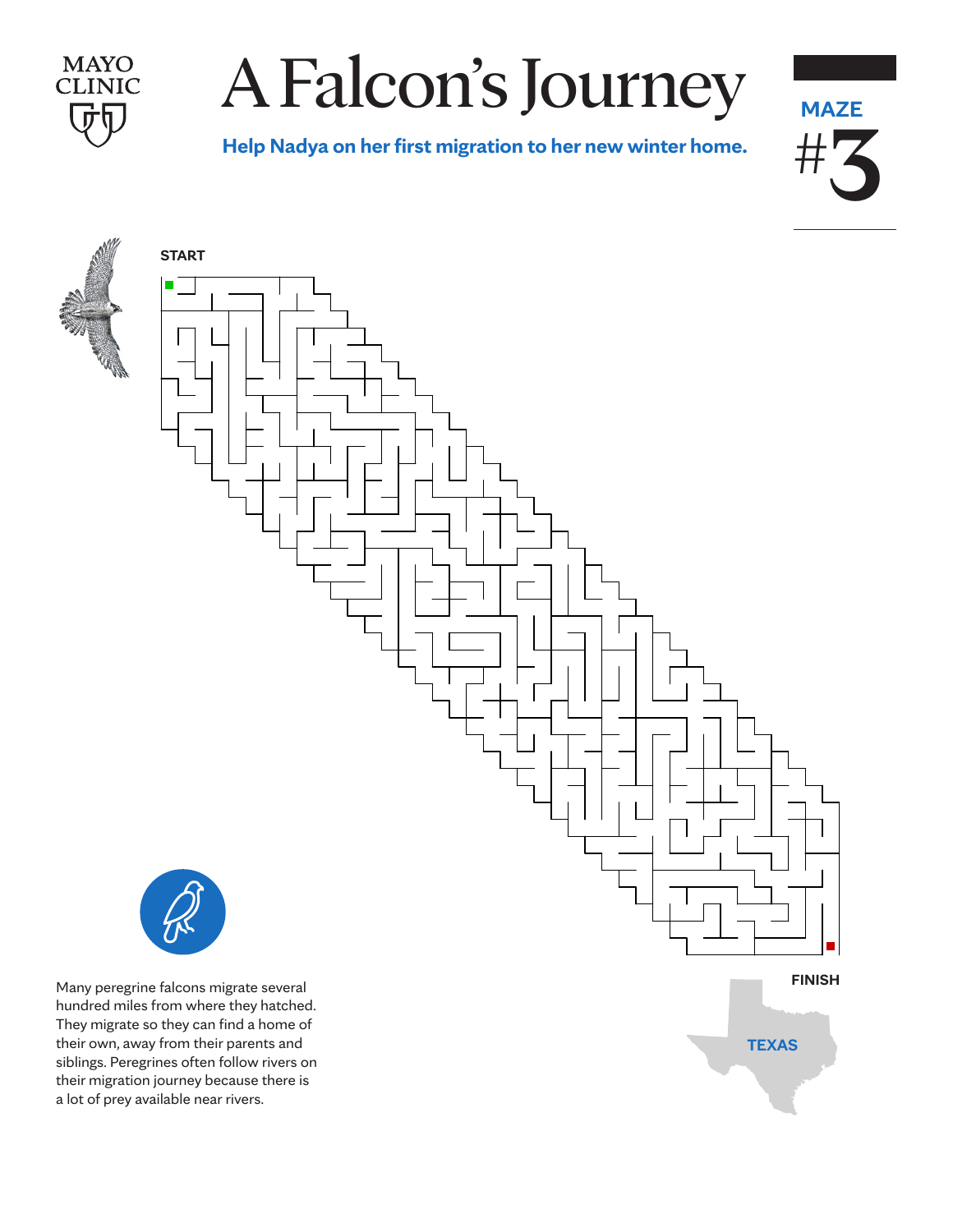MAYO CLINIC

# A Falcon's Journey

**Help Nadya on her first migration to her new winter home.**

**MAZE**

#3

**START**

**FINISH**

**TEXAS**

Many peregrine falcons migrate several hundred miles from where they hatched. They migrate so they can find a home of their own, away from their parents and siblings. Peregrines often follow rivers on their migration journey because there is a lot of prey available near rivers.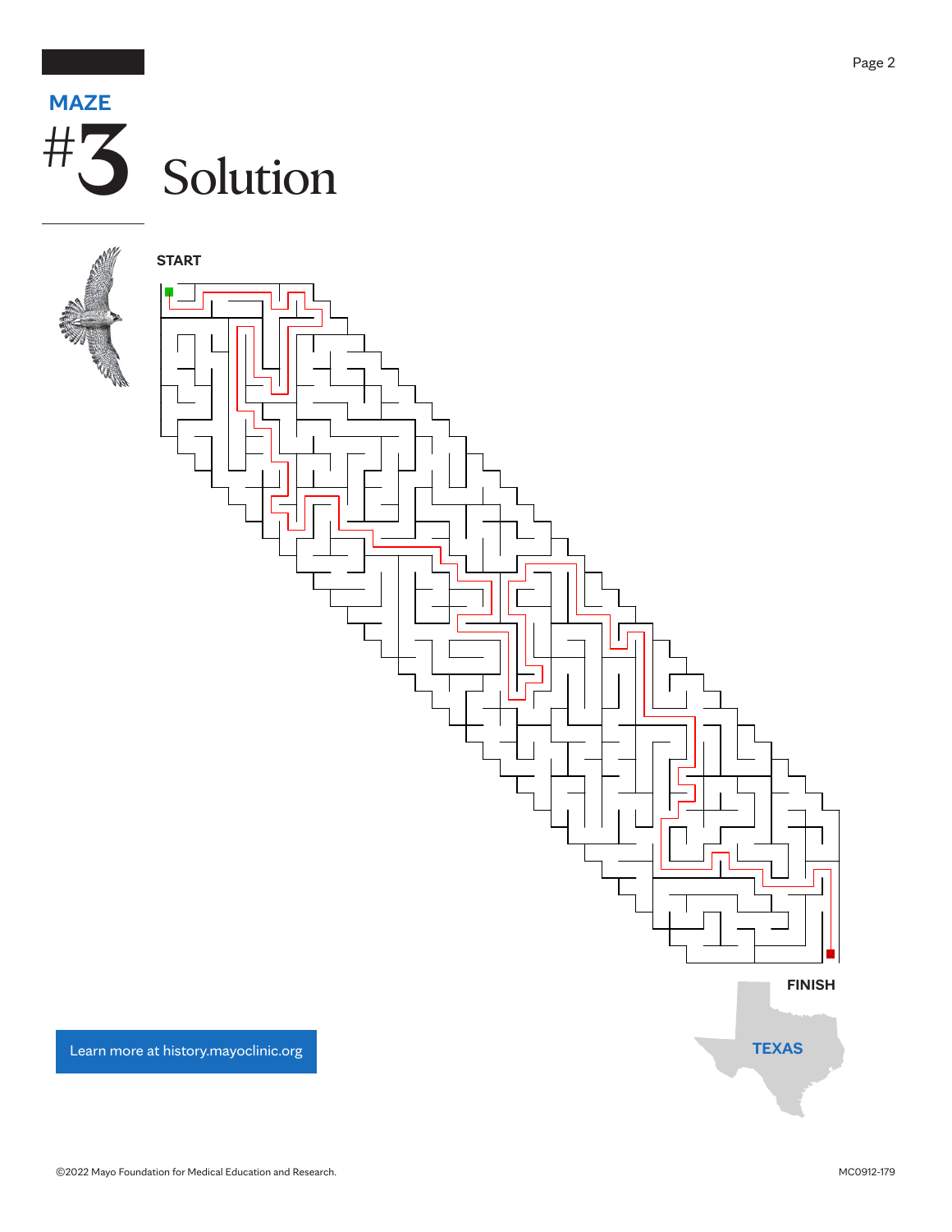# MAZE #3 Solution

START

FINISH

TEXAS

Learn more at history.mayoclinic.org

©2022 Mayo Foundation for Medical Education and Research.

MC0912-179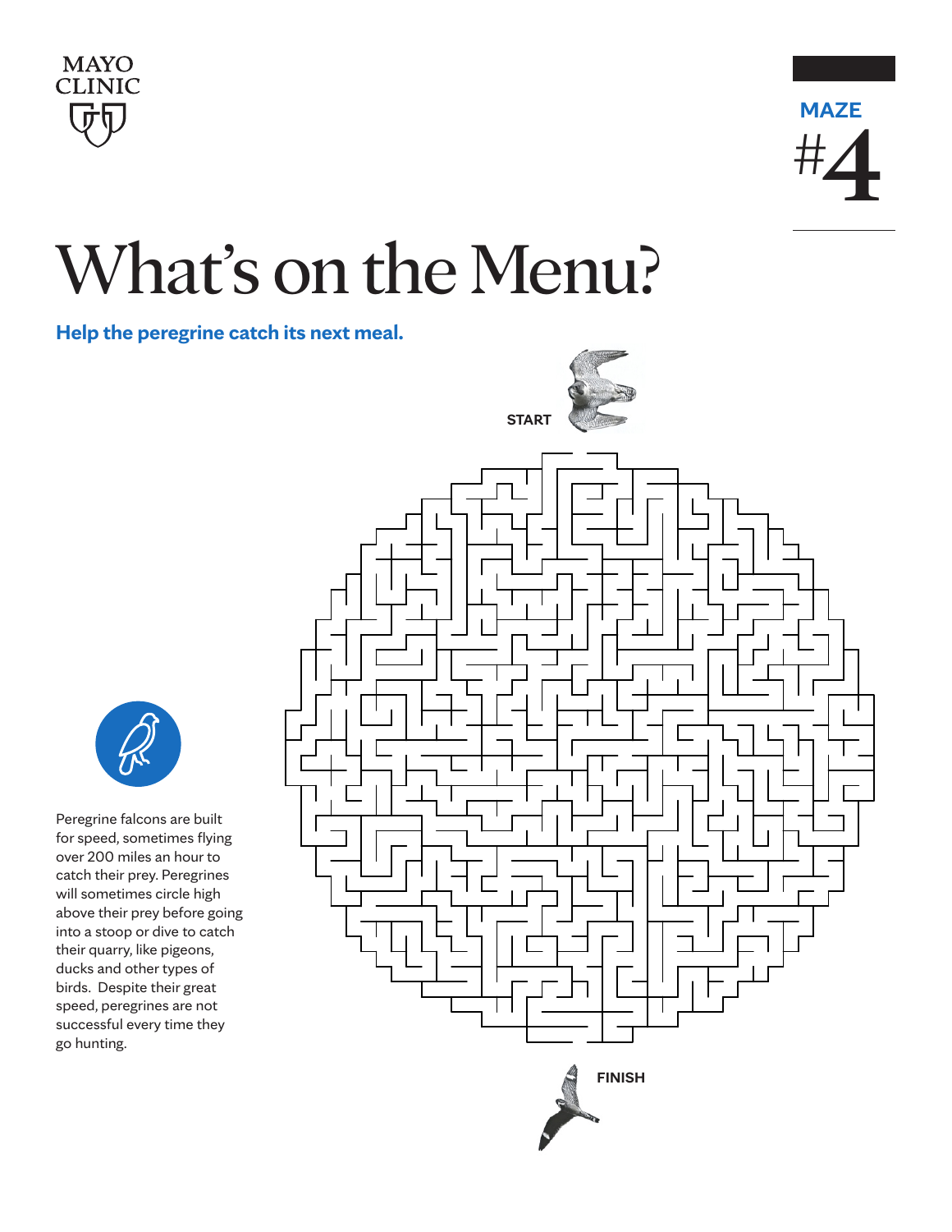MAYO CLINIC

MAZE

#4

# What's on the Menu?

**Help the peregrine catch its next meal.**

START

FINISH

Peregrine falcons are built for speed, sometimes flying over 200 miles an hour to catch their prey. Peregrines will sometimes circle high above their prey before going into a stoop or dive to catch their quarry, like pigeons, ducks and other types of birds. Despite their great speed, peregrines are not successful every time they go hunting.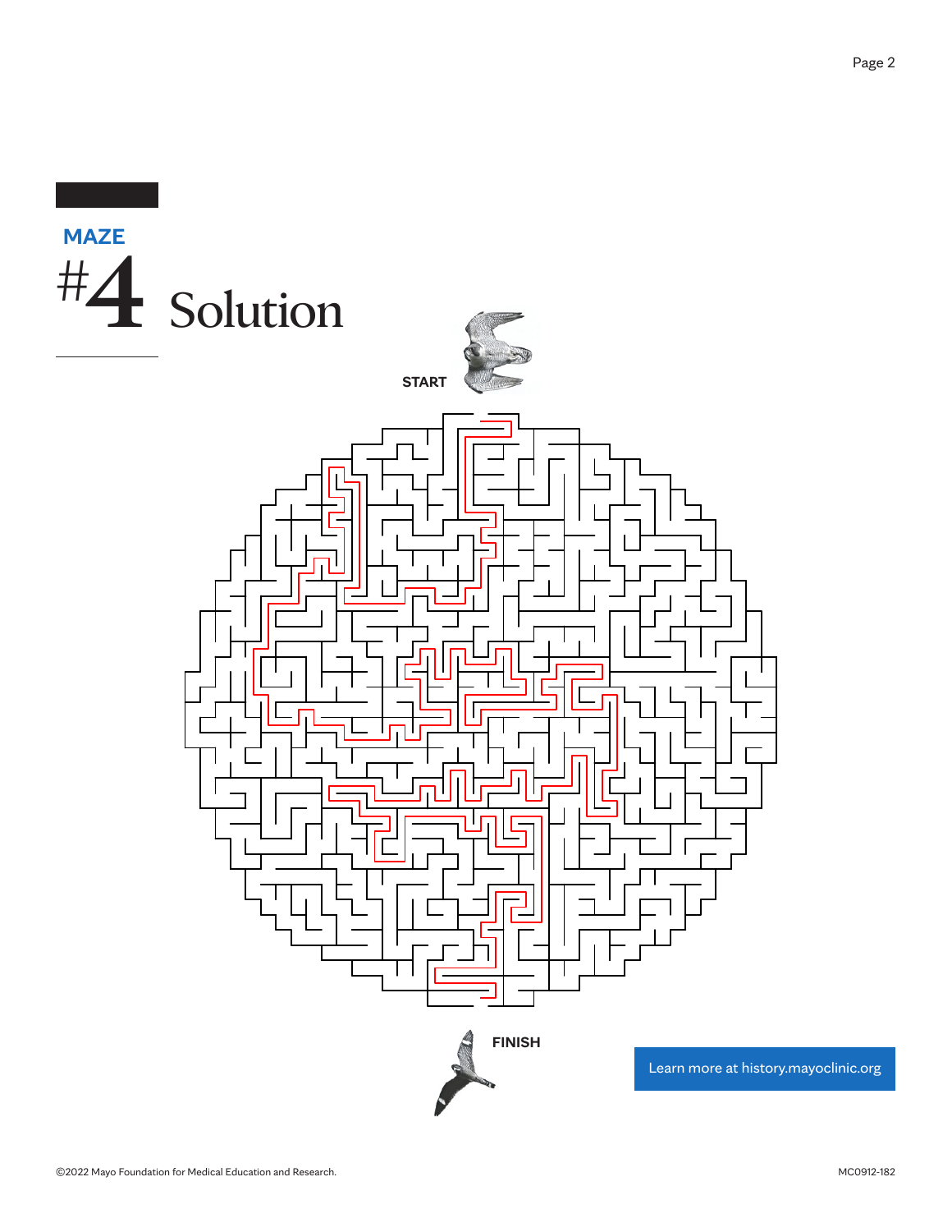**MAZE**

# #4 Solution

START

FINISH

Learn more at history.mayoclinic.org

©2022 Mayo Foundation for Medical Education and Research.

MC0912-182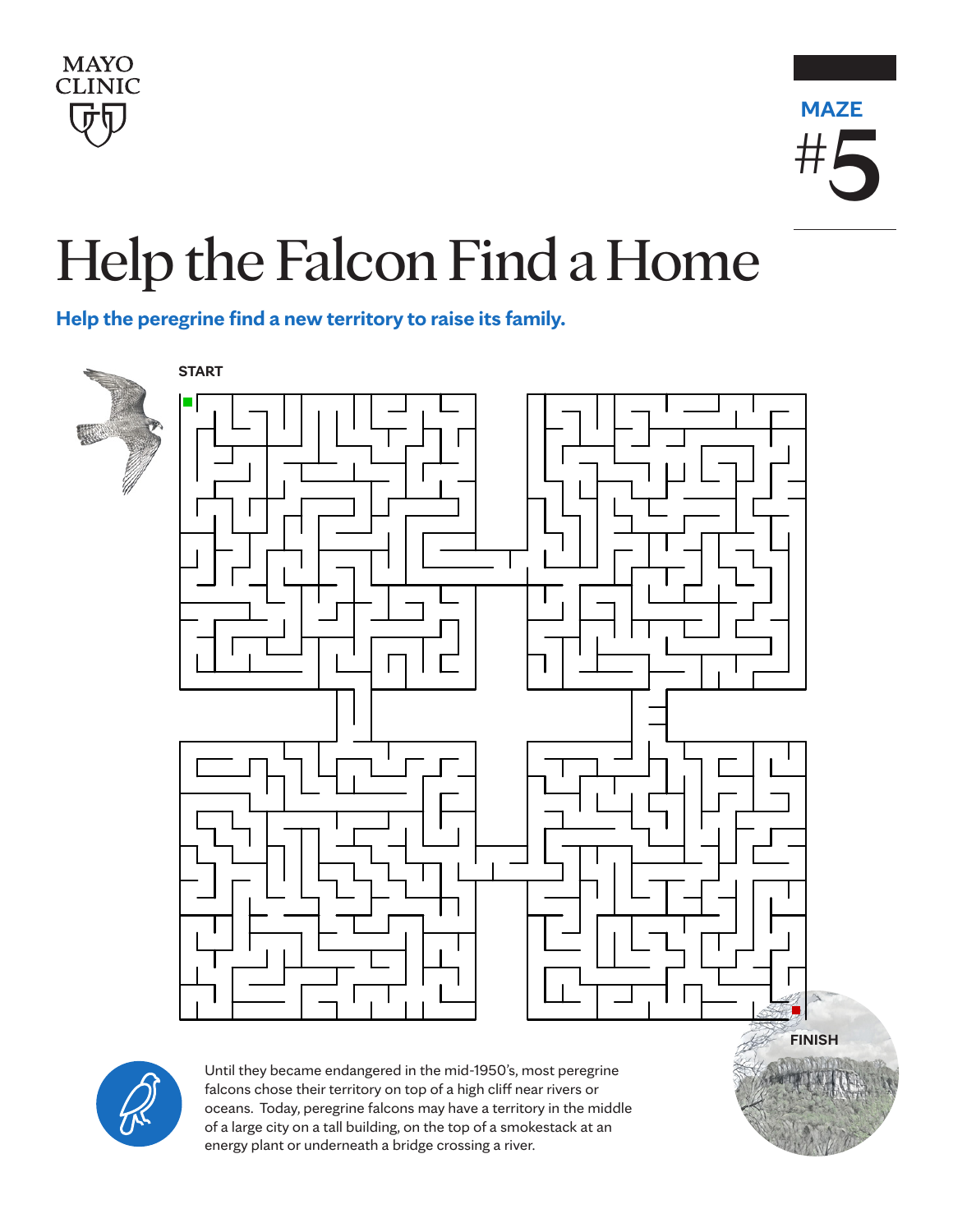MAYO CLINIC

MAZE

#5

# Help the Falcon Find a Home

**Help the peregrine find a new territory to raise its family.**

START

FINISH

Until they became endangered in the mid-1950's, most peregrine falcons chose their territory on top of a high cliff near rivers or oceans. Today, peregrine falcons may have a territory in the middle of a large city on a tall building, on the top of a smokestack at an energy plant or underneath a bridge crossing a river.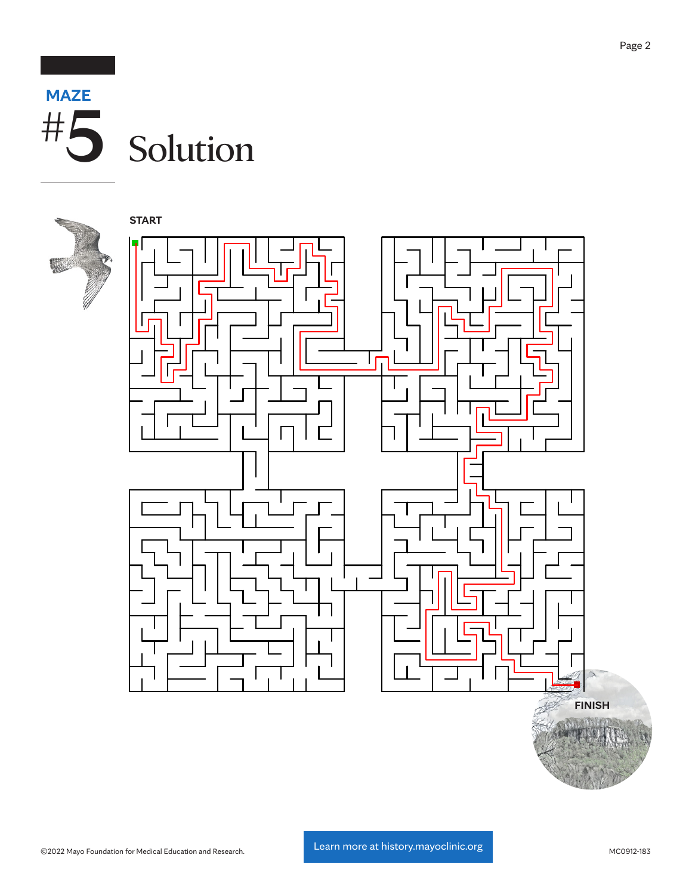# MAZE #5 Solution

START

FINISH

©2022 Mayo Foundation for Medical Education and Research.

Learn more at history.mayoclinic.org

MC0912-183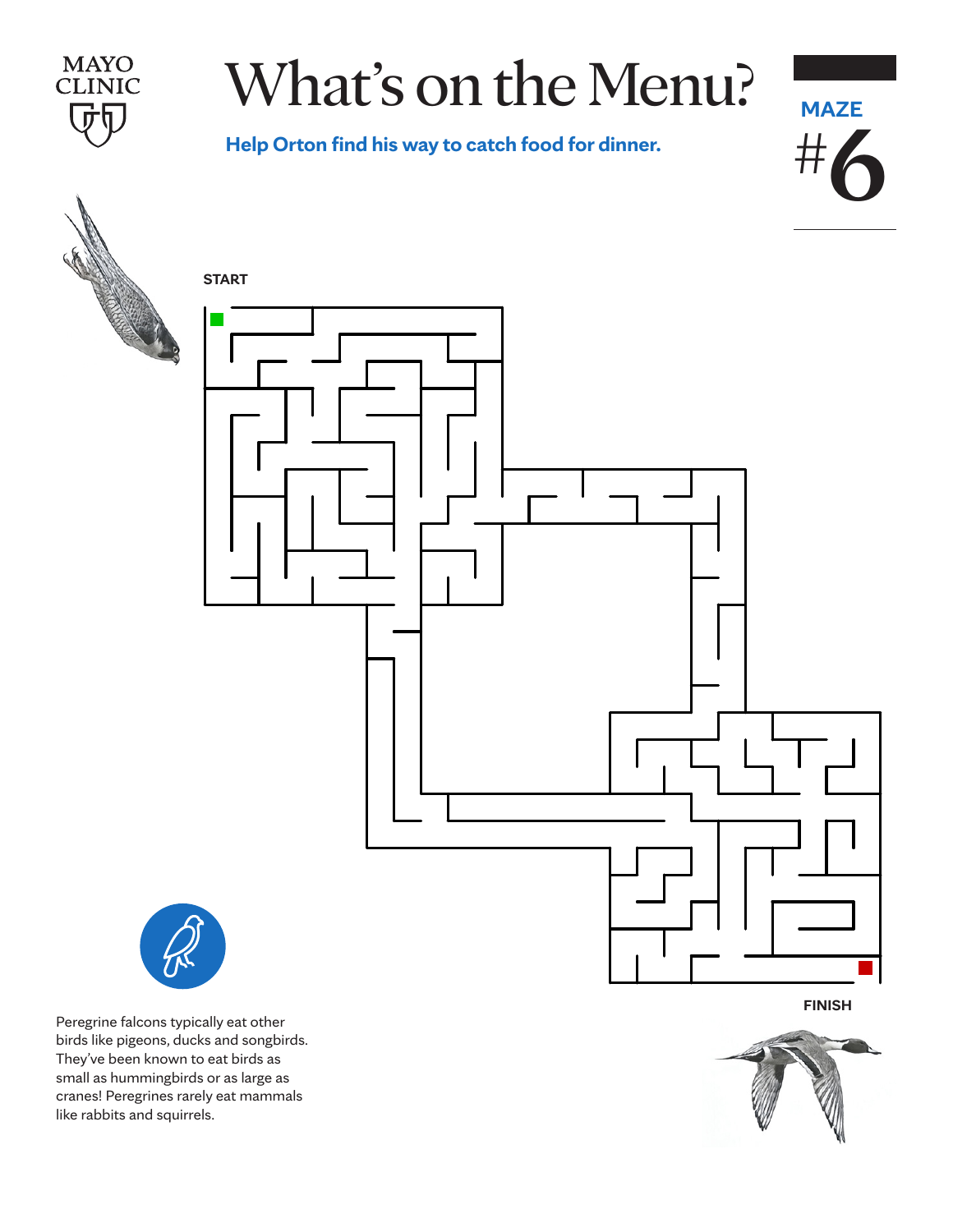# What's on the Menu?

**Help Orton find his way to catch food for dinner.**

**MAZE**

#6

START

FINISH

Peregrine falcons typically eat other birds like pigeons, ducks and songbirds. They've been known to eat birds as small as hummingbirds or as large as cranes! Peregrines rarely eat mammals like rabbits and squirrels.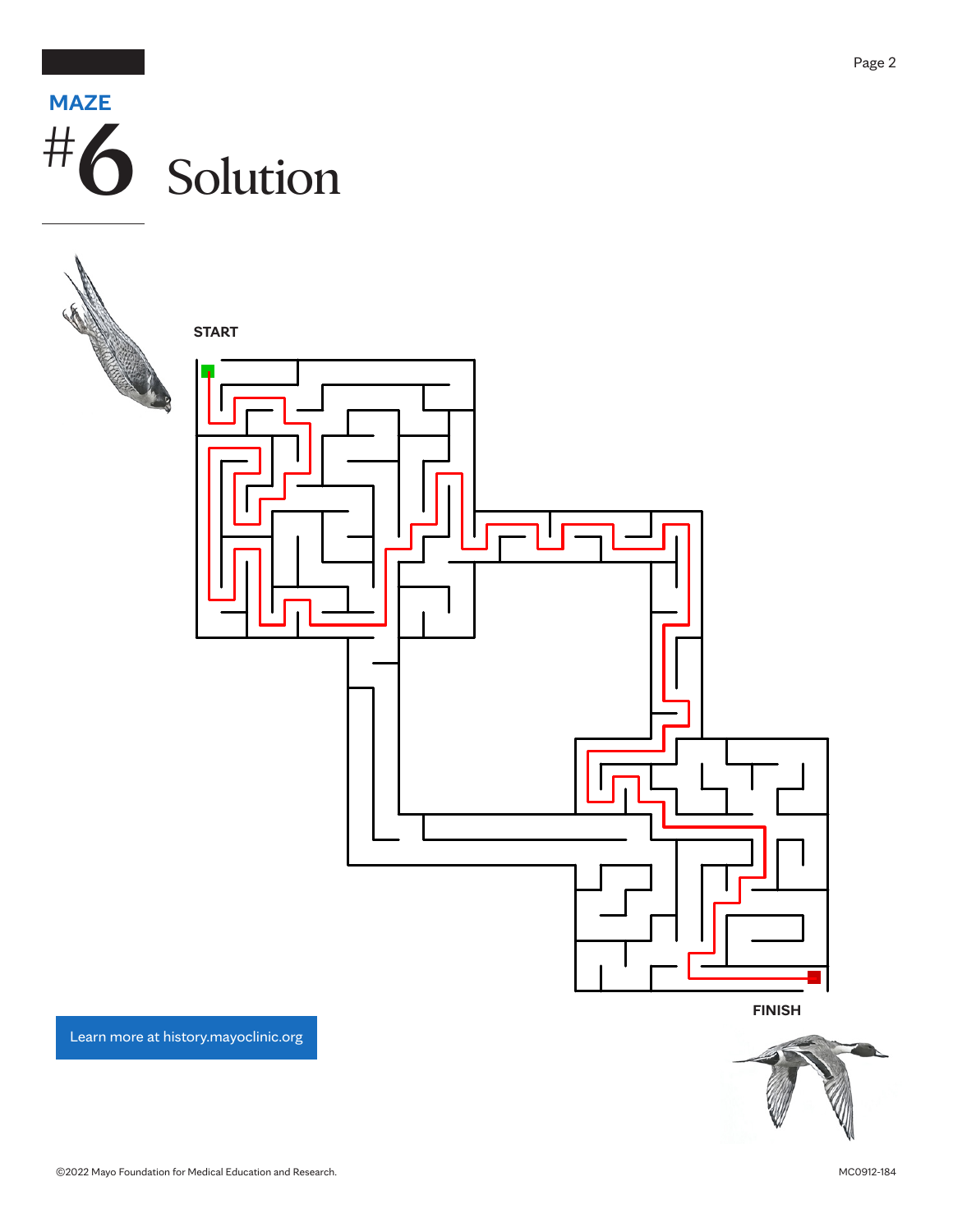# MAZE #6 Solution

START

FINISH

Learn more at history.mayoclinic.org

©2022 Mayo Foundation for Medical Education and Research.

MC0912-184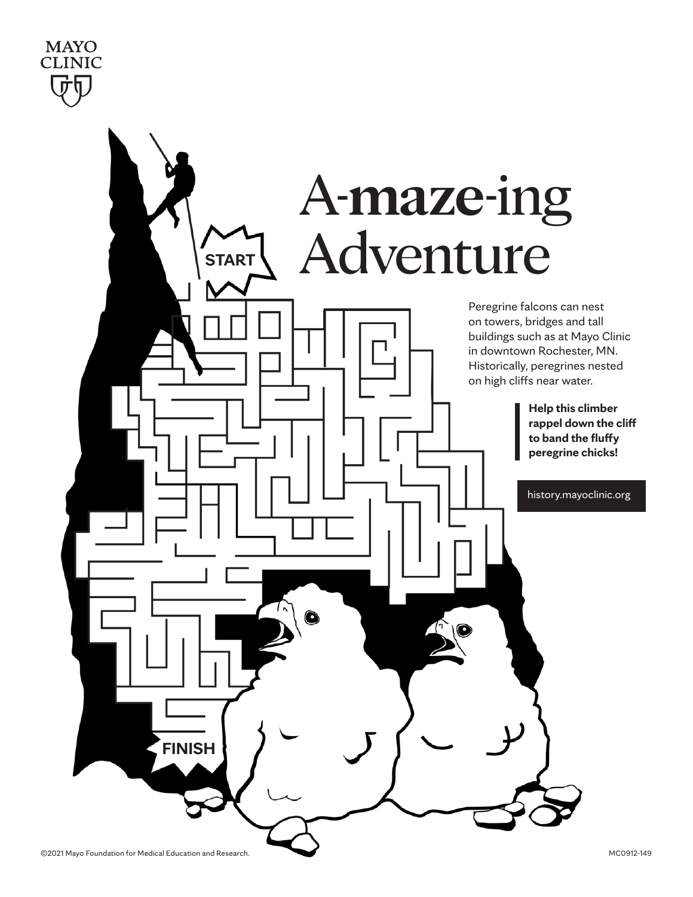MAYO CLINIC

# A-maze-ing Adventure

Peregrine falcons can nest on towers, bridges and tall buildings such as at Mayo Clinic in downtown Rochester, MN. Historically, peregrines nested on high cliffs near water.

**Help this climber rappel down the cliff to band the fluffy peregrine chicks!**

history.mayoclinic.org

START

FINISH

©2021 Mayo Foundation for Medical Education and Research.

MC0912-149